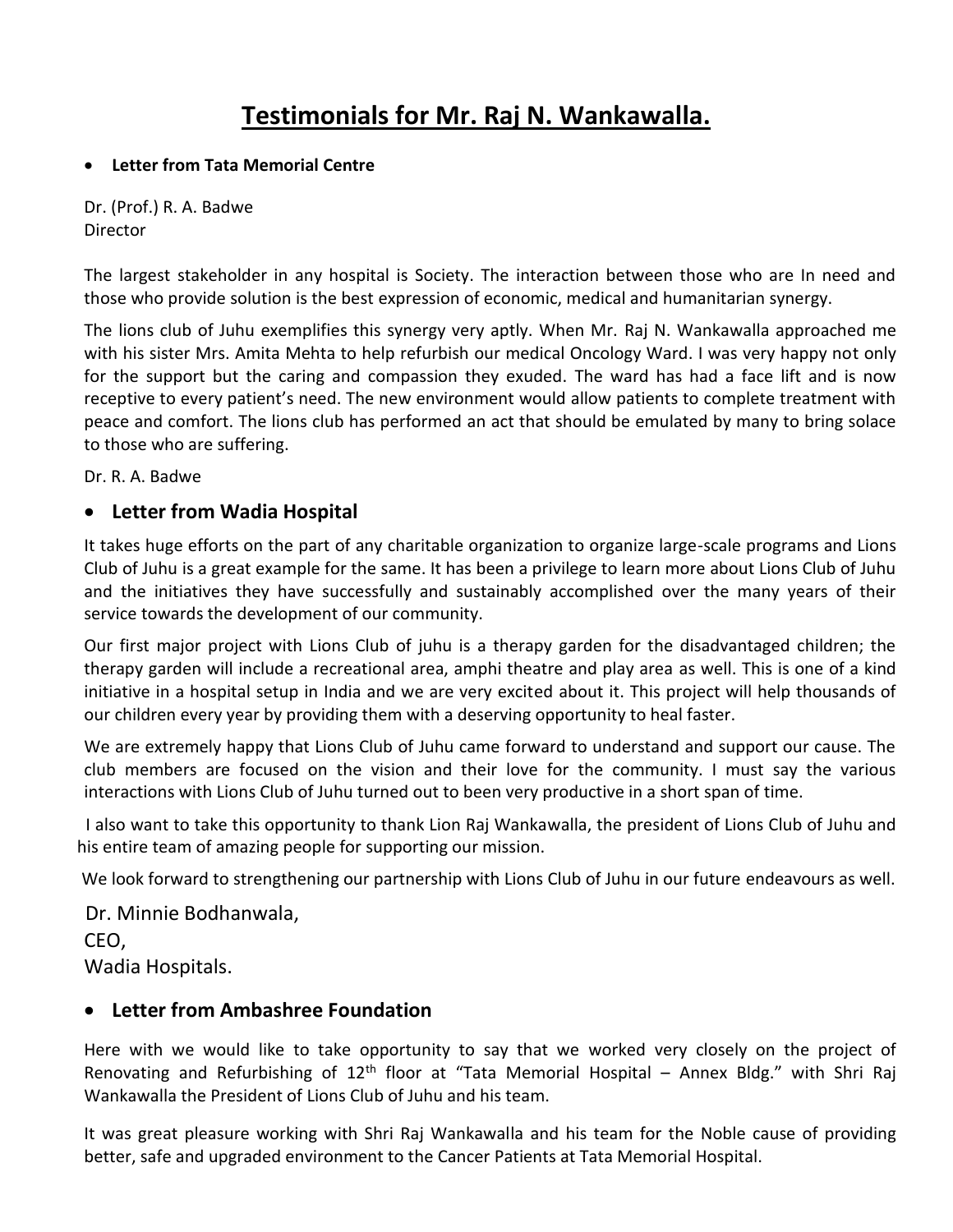# Testimonials for Mr. Raj N. Wankawalla.

- **Letter from Tata Memorial Centre**

Dr. (Prof.) R. A. Badwe
Director

The largest stakeholder in any hospital is Society. The interaction between those who are In need and those who provide solution is the best expression of economic, medical and humanitarian synergy.

The lions club of Juhu exemplifies this synergy very aptly. When Mr. Raj N. Wankawalla approached me with his sister Mrs. Amita Mehta to help refurbish our medical Oncology Ward. I was very happy not only for the support but the caring and compassion they exuded. The ward has had a face lift and is now receptive to every patient's need. The new environment would allow patients to complete treatment with peace and comfort. The lions club has performed an act that should be emulated by many to bring solace to those who are suffering.

Dr. R. A. Badwe

- **Letter from Wadia Hospital**

It takes huge efforts on the part of any charitable organization to organize large-scale programs and Lions Club of Juhu is a great example for the same. It has been a privilege to learn more about Lions Club of Juhu and the initiatives they have successfully and sustainably accomplished over the many years of their service towards the development of our community.

Our first major project with Lions Club of juhu is a therapy garden for the disadvantaged children; the therapy garden will include a recreational area, amphi theatre and play area as well. This is one of a kind initiative in a hospital setup in India and we are very excited about it. This project will help thousands of our children every year by providing them with a deserving opportunity to heal faster.

We are extremely happy that Lions Club of Juhu came forward to understand and support our cause. The club members are focused on the vision and their love for the community. I must say the various interactions with Lions Club of Juhu turned out to been very productive in a short span of time.

I also want to take this opportunity to thank Lion Raj Wankawalla, the president of Lions Club of Juhu and his entire team of amazing people for supporting our mission.

We look forward to strengthening our partnership with Lions Club of Juhu in our future endeavours as well.

Dr. Minnie Bodhanwala,
CEO,
Wadia Hospitals.

- **Letter from Ambashree Foundation**

Here with we would like to take opportunity to say that we worked very closely on the project of Renovating and Refurbishing of 12th floor at "Tata Memorial Hospital – Annex Bldg." with Shri Raj Wankawalla the President of Lions Club of Juhu and his team.

It was great pleasure working with Shri Raj Wankawalla and his team for the Noble cause of providing better, safe and upgraded environment to the Cancer Patients at Tata Memorial Hospital.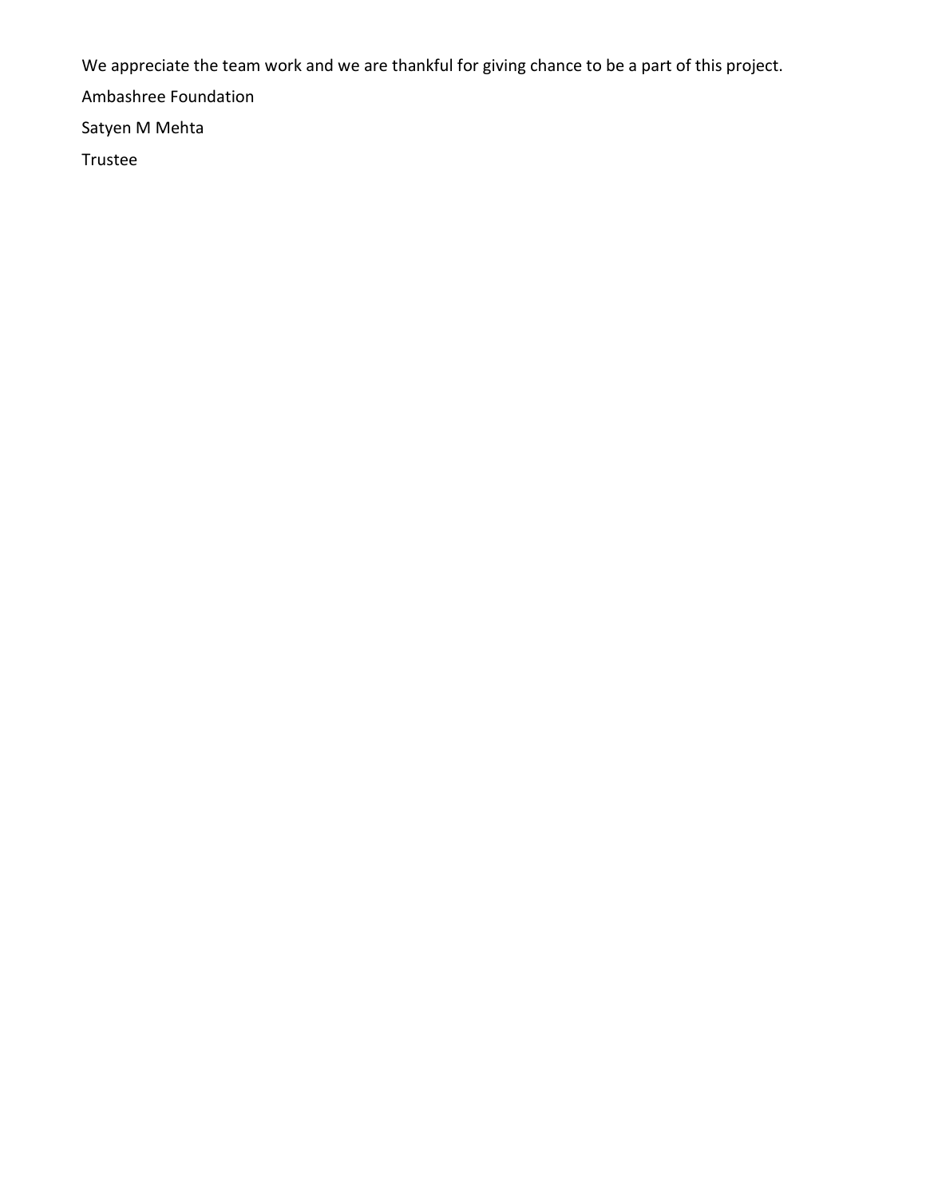We appreciate the team work and we are thankful for giving chance to be a part of this project.

Ambashree Foundation

Satyen M Mehta

Trustee